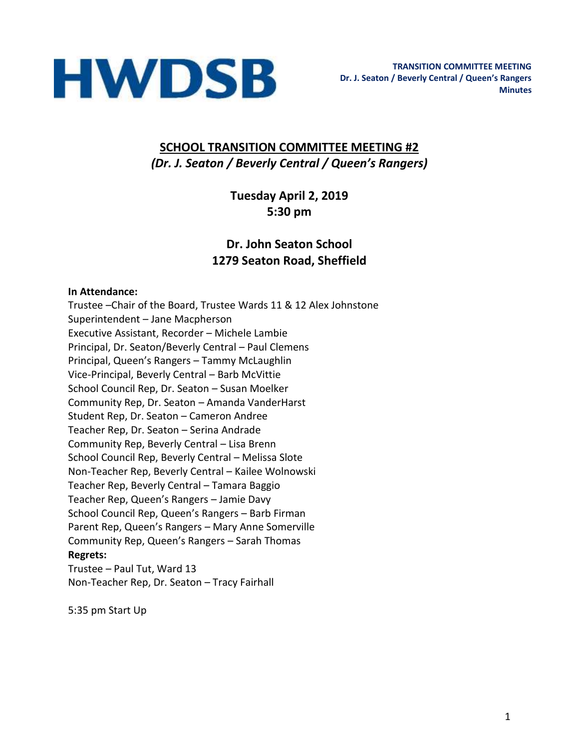**HWDSB**

**TRANSITION COMMITTEE MEETING**
**Dr. J. Seaton / Beverly Central / Queen's Rangers**
**Minutes**

# SCHOOL TRANSITION COMMITTEE MEETING #2

***(Dr. J. Seaton / Beverly Central / Queen's Rangers)***

**Tuesday April 2, 2019**
**5:30 pm**

**Dr. John Seaton School**
**1279 Seaton Road, Sheffield**

**In Attendance:**

Trustee –Chair of the Board, Trustee Wards 11 & 12 Alex Johnstone
Superintendent – Jane Macpherson
Executive Assistant, Recorder – Michele Lambie
Principal, Dr. Seaton/Beverly Central – Paul Clemens
Principal, Queen's Rangers – Tammy McLaughlin
Vice-Principal, Beverly Central – Barb McVittie
School Council Rep, Dr. Seaton – Susan Moelker
Community Rep, Dr. Seaton – Amanda VanderHarst
Student Rep, Dr. Seaton – Cameron Andree
Teacher Rep, Dr. Seaton – Serina Andrade
Community Rep, Beverly Central – Lisa Brenn
School Council Rep, Beverly Central – Melissa Slote
Non-Teacher Rep, Beverly Central – Kailee Wolnowski
Teacher Rep, Beverly Central – Tamara Baggio
Teacher Rep, Queen's Rangers – Jamie Davy
School Council Rep, Queen's Rangers – Barb Firman
Parent Rep, Queen's Rangers – Mary Anne Somerville
Community Rep, Queen's Rangers – Sarah Thomas

**Regrets:**

Trustee – Paul Tut, Ward 13
Non-Teacher Rep, Dr. Seaton – Tracy Fairhall

5:35 pm Start Up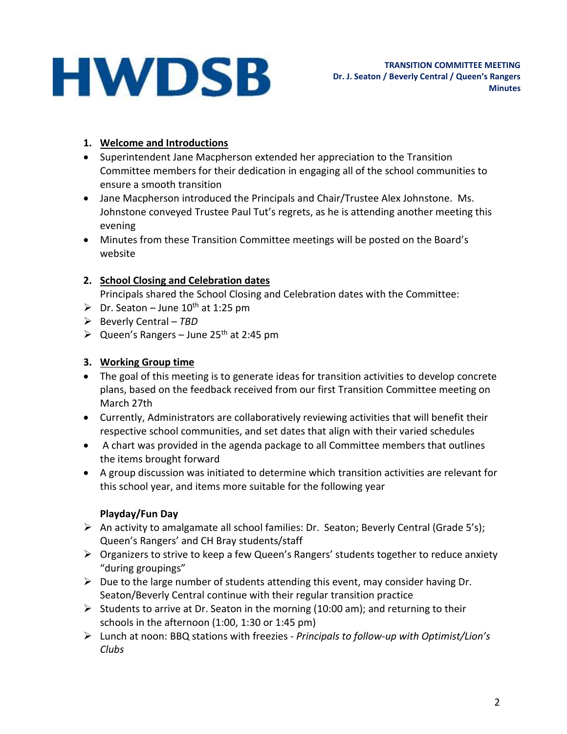**HWDSB**

**TRANSITION COMMITTEE MEETING**
**Dr. J. Seaton / Beverly Central / Queen's Rangers**
**Minutes**

1. **Welcome and Introductions**

- Superintendent Jane Macpherson extended her appreciation to the Transition Committee members for their dedication in engaging all of the school communities to ensure a smooth transition
- Jane Macpherson introduced the Principals and Chair/Trustee Alex Johnstone. Ms. Johnstone conveyed Trustee Paul Tut's regrets, as he is attending another meeting this evening
- Minutes from these Transition Committee meetings will be posted on the Board's website

2. **School Closing and Celebration dates**

Principals shared the School Closing and Celebration dates with the Committee:

- Dr. Seaton – June 10th at 1:25 pm
- Beverly Central – *TBD*
- Queen's Rangers – June 25th at 2:45 pm

3. **Working Group time**

- The goal of this meeting is to generate ideas for transition activities to develop concrete plans, based on the feedback received from our first Transition Committee meeting on March 27th
- Currently, Administrators are collaboratively reviewing activities that will benefit their respective school communities, and set dates that align with their varied schedules
- A chart was provided in the agenda package to all Committee members that outlines the items brought forward
- A group discussion was initiated to determine which transition activities are relevant for this school year, and items more suitable for the following year

**Playday/Fun Day**

- An activity to amalgamate all school families: Dr. Seaton; Beverly Central (Grade 5's); Queen's Rangers' and CH Bray students/staff
- Organizers to strive to keep a few Queen's Rangers' students together to reduce anxiety "during groupings"
- Due to the large number of students attending this event, may consider having Dr. Seaton/Beverly Central continue with their regular transition practice
- Students to arrive at Dr. Seaton in the morning (10:00 am); and returning to their schools in the afternoon (1:00, 1:30 or 1:45 pm)
- Lunch at noon: BBQ stations with freezies - *Principals to follow-up with Optimist/Lion's Clubs*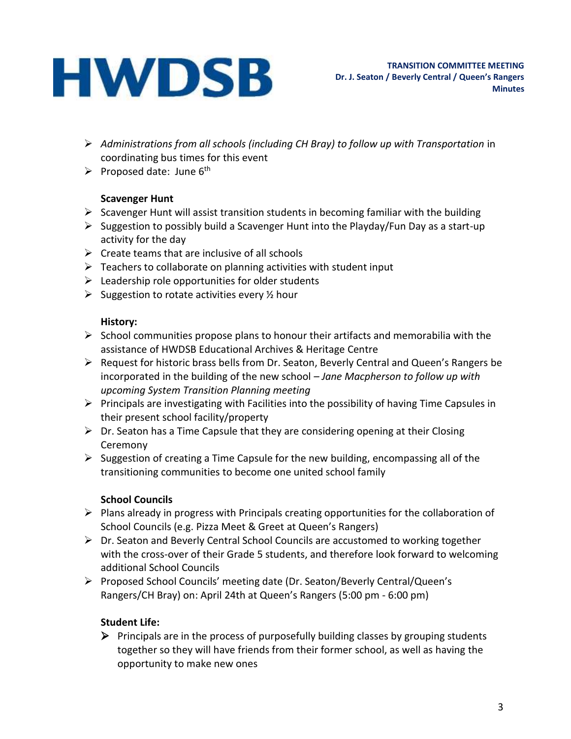- *Administrations from all schools (including CH Bray) to follow up with Transportation* in coordinating bus times for this event
- Proposed date: June 6th

**Scavenger Hunt**

- Scavenger Hunt will assist transition students in becoming familiar with the building
- Suggestion to possibly build a Scavenger Hunt into the Playday/Fun Day as a start-up activity for the day
- Create teams that are inclusive of all schools
- Teachers to collaborate on planning activities with student input
- Leadership role opportunities for older students
- Suggestion to rotate activities every ½ hour

**History:**

- School communities propose plans to honour their artifacts and memorabilia with the assistance of HWDSB Educational Archives & Heritage Centre
- Request for historic brass bells from Dr. Seaton, Beverly Central and Queen's Rangers be incorporated in the building of the new school – *Jane Macpherson to follow up with upcoming System Transition Planning meeting*
- Principals are investigating with Facilities into the possibility of having Time Capsules in their present school facility/property
- Dr. Seaton has a Time Capsule that they are considering opening at their Closing Ceremony
- Suggestion of creating a Time Capsule for the new building, encompassing all of the transitioning communities to become one united school family

**School Councils**

- Plans already in progress with Principals creating opportunities for the collaboration of School Councils (e.g. Pizza Meet & Greet at Queen's Rangers)
- Dr. Seaton and Beverly Central School Councils are accustomed to working together with the cross-over of their Grade 5 students, and therefore look forward to welcoming additional School Councils
- Proposed School Councils' meeting date (Dr. Seaton/Beverly Central/Queen's Rangers/CH Bray) on: April 24th at Queen's Rangers (5:00 pm - 6:00 pm)

**Student Life:**

- Principals are in the process of purposefully building classes by grouping students together so they will have friends from their former school, as well as having the opportunity to make new ones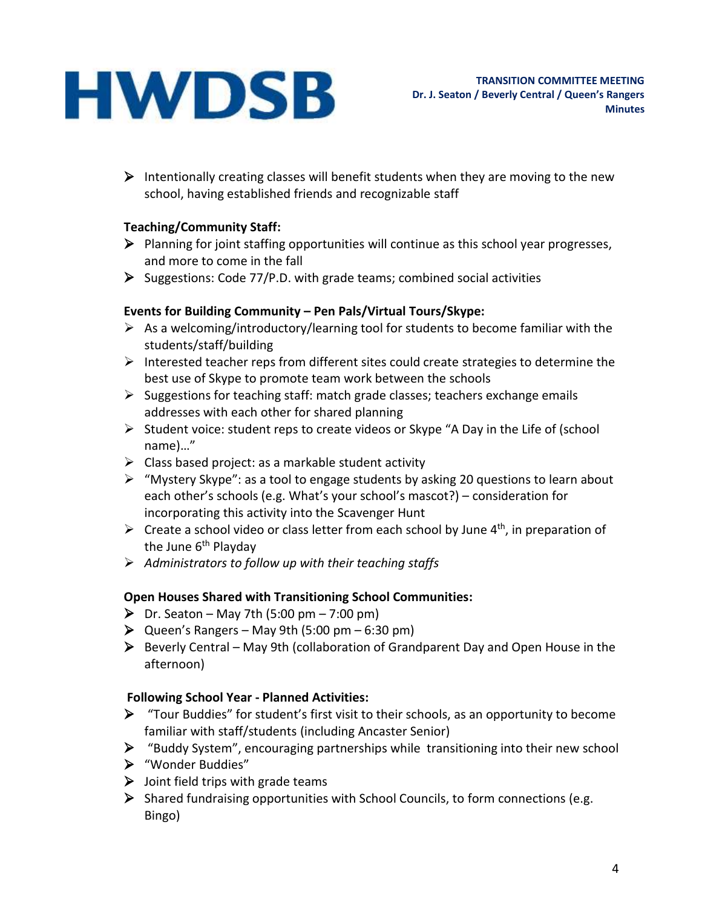- Intentionally creating classes will benefit students when they are moving to the new school, having established friends and recognizable staff

**Teaching/Community Staff:**

- Planning for joint staffing opportunities will continue as this school year progresses, and more to come in the fall
- Suggestions: Code 77/P.D. with grade teams; combined social activities

**Events for Building Community – Pen Pals/Virtual Tours/Skype:**

- As a welcoming/introductory/learning tool for students to become familiar with the students/staff/building
- Interested teacher reps from different sites could create strategies to determine the best use of Skype to promote team work between the schools
- Suggestions for teaching staff: match grade classes; teachers exchange emails addresses with each other for shared planning
- Student voice: student reps to create videos or Skype "A Day in the Life of (school name)…"
- Class based project: as a markable student activity
- "Mystery Skype": as a tool to engage students by asking 20 questions to learn about each other's schools (e.g. What's your school's mascot?) – consideration for incorporating this activity into the Scavenger Hunt
- Create a school video or class letter from each school by June 4th, in preparation of the June 6th Playday
- *Administrators to follow up with their teaching staffs*

**Open Houses Shared with Transitioning School Communities:**

- Dr. Seaton – May 7th (5:00 pm – 7:00 pm)
- Queen's Rangers – May 9th (5:00 pm – 6:30 pm)
- Beverly Central – May 9th (collaboration of Grandparent Day and Open House in the afternoon)

**Following School Year - Planned Activities:**

- "Tour Buddies" for student's first visit to their schools, as an opportunity to become familiar with staff/students (including Ancaster Senior)
- "Buddy System", encouraging partnerships while transitioning into their new school
- "Wonder Buddies"
- Joint field trips with grade teams
- Shared fundraising opportunities with School Councils, to form connections (e.g. Bingo)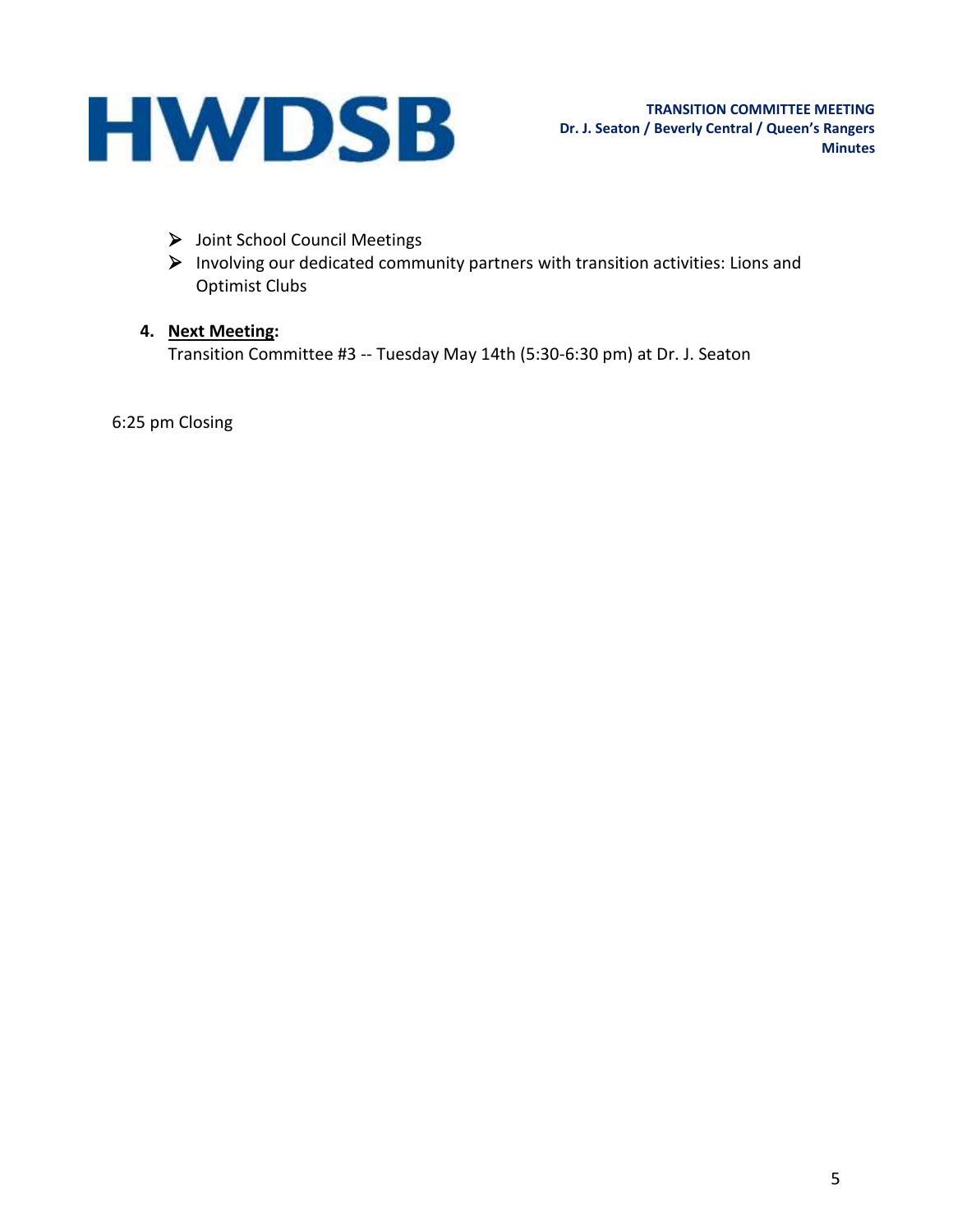- Joint School Council Meetings
- Involving our dedicated community partners with transition activities: Lions and Optimist Clubs

4. **Next Meeting:**
   Transition Committee #3 -- Tuesday May 14th (5:30-6:30 pm) at Dr. J. Seaton

6:25 pm Closing